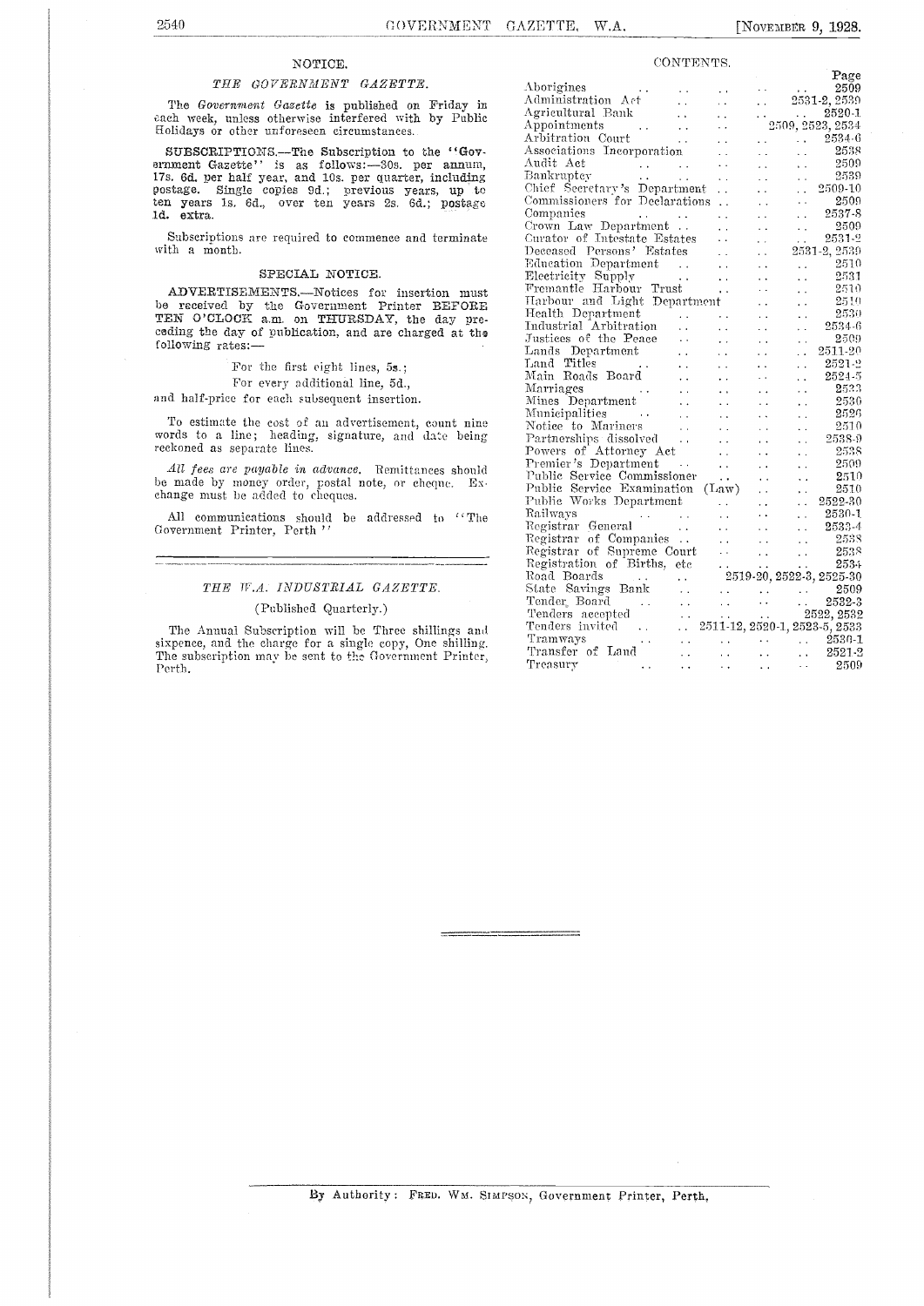## NOTICE.

### *THE GOVERNMENT GAZETTE.*

The *Government Gazette* is published on Friday in each week, unless otherwise interfered with by Public Holidays or other unforeseen circumstances.

**SUBSCRIPTIONS.**—The Subscription to the "Government Gazette" is as follows:—30s. per annum, 17s. 6d. per half year, and 10s. per quarter, including postage. Single copies 9d.; previous years, up to ten years 1s. 6d., over ten years 2s. 6d.; postage 1d. extra.

Subscriptions are required to commence and terminate with a month.

### SPECIAL NOTICE.

**ADVERTISEMENTS.**—Notices for insertion must be received by the Government Printer **BEFORE TEN O'CLOCK a.m. on THURSDAY**, the day preceding the day of publication, and are charged at the following rates:—

For the first eight lines, 5s.;
For every additional line, 5d.,

and half-price for each subsequent insertion.

To estimate the cost of an advertisement, count nine words to a line; heading, signature, and date being reckoned as separate lines.

*All fees are payable in advance.* Remittances should be made by money order, postal note, or cheque. Exchange must be added to cheques.

All communications should be addressed to "The Government Printer, Perth"

---

### *THE W.A. INDUSTRIAL GAZETTE.*

(Published Quarterly.)

The Annual Subscription will be Three shillings and sixpence, and the charge for a single copy, One shilling. The subscription may be sent to the Government Printer, Perth.

## CONTENTS.

| | Page |
|---|---|
| Aborigines | 2509 |
| Administration Act | 2531-2, 2539 |
| Agricultural Bank | 2520-1 |
| Appointments | 2509, 2523, 2534 |
| Arbitration Court | 2534-6 |
| Associations Incorporation | 2538 |
| Audit Act | 2509 |
| Bankruptcy | 2539 |
| Chief Secretary's Department | 2509-10 |
| Commissioners for Declarations | 2509 |
| Companies | 2537-8 |
| Crown Law Department | 2509 |
| Curator of Intestate Estates | 2531-2 |
| Deceased Persons' Estates | 2531-2, 2539 |
| Education Department | 2510 |
| Electricity Supply | 2531 |
| Fremantle Harbour Trust | 2510 |
| Harbour and Light Department | 2510 |
| Health Department | 2530 |
| Industrial Arbitration | 2534-6 |
| Justices of the Peace | 2509 |
| Lands Department | 2511-20 |
| Land Titles | 2521-2 |
| Main Roads Board | 2524-5 |
| Marriages | 2533 |
| Mines Department | 2530 |
| Municipalities | 2526 |
| Notice to Mariners | 2510 |
| Partnerships dissolved | 2538-9 |
| Powers of Attorney Act | 2538 |
| Premier's Department | 2509 |
| Public Service Commissioner | 2510 |
| Public Service Examination (Law) | 2510 |
| Public Works Department | 2522-30 |
| Railways | 2530-1 |
| Registrar General | 2533-4 |
| Registrar of Companies | 2538 |
| Registrar of Supreme Court | 2538 |
| Registration of Births, etc | 2534 |
| Road Boards | 2519-20, 2522-3, 2525-30 |
| State Savings Bank | 2509 |
| Tender Board | 2532-3 |
| Tenders accepted | 2522, 2532 |
| Tenders invited | 2511-12, 2520-1, 2523-5, 2533 |
| Tramways | 2530-1 |
| Transfer of Land | 2521-2 |
| Treasury | 2509 |

---

By Authority: FRED. WM. SIMPSON, Government Printer, Perth.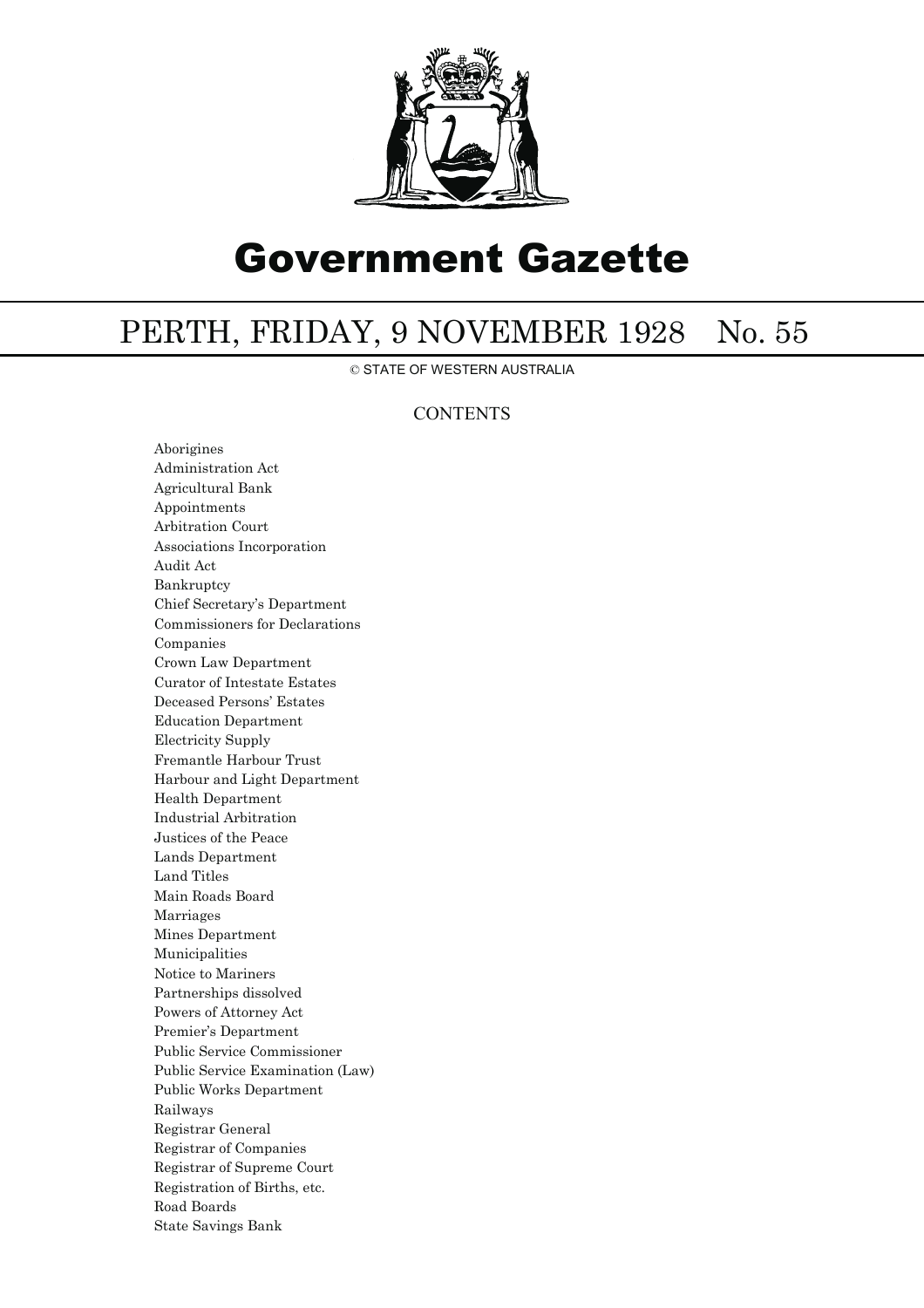# Government Gazette

## PERTH, FRIDAY, 9 NOVEMBER 1928 No. 55

© STATE OF WESTERN AUSTRALIA

### CONTENTS

Aborigines
Administration Act
Agricultural Bank
Appointments
Arbitration Court
Associations Incorporation
Audit Act
Bankruptcy
Chief Secretary's Department
Commissioners for Declarations
Companies
Crown Law Department
Curator of Intestate Estates
Deceased Persons' Estates
Education Department
Electricity Supply
Fremantle Harbour Trust
Harbour and Light Department
Health Department
Industrial Arbitration
Justices of the Peace
Lands Department
Land Titles
Main Roads Board
Marriages
Mines Department
Municipalities
Notice to Mariners
Partnerships dissolved
Powers of Attorney Act
Premier's Department
Public Service Commissioner
Public Service Examination (Law)
Public Works Department
Railways
Registrar General
Registrar of Companies
Registrar of Supreme Court
Registration of Births, etc.
Road Boards
State Savings Bank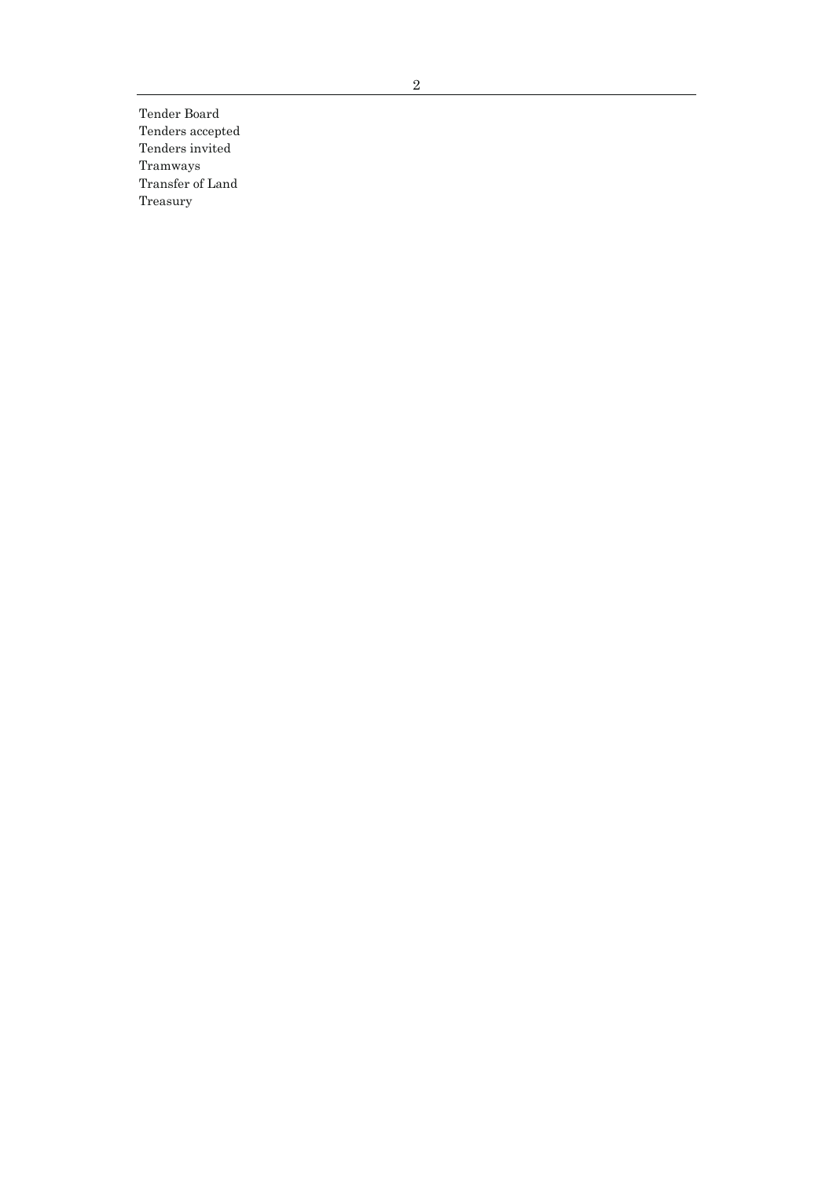Tender Board
Tenders accepted
Tenders invited
Tramways
Transfer of Land
Treasury